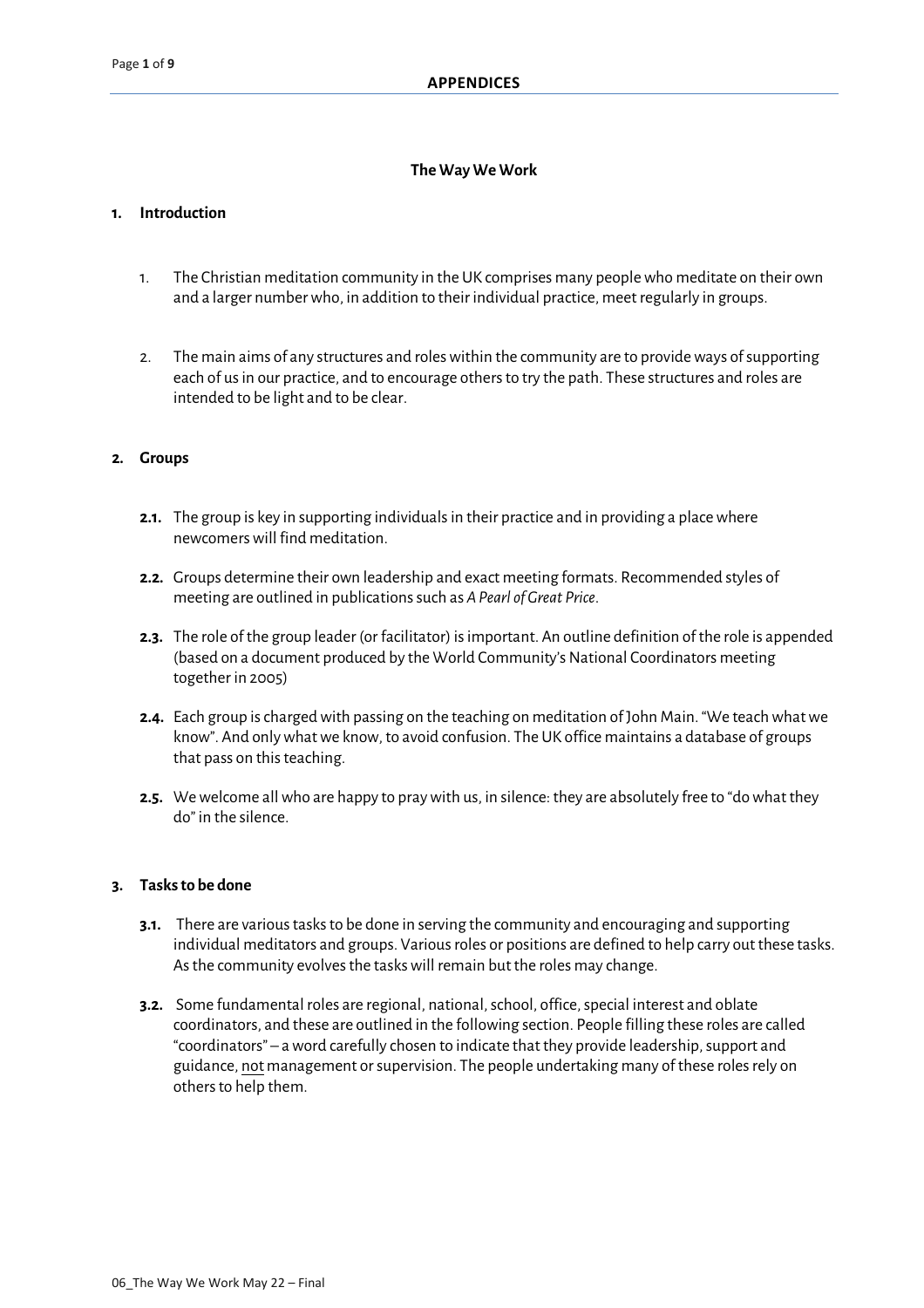**APPENDICES**

## The Way We Work

### 1. Introduction

1. The Christian meditation community in the UK comprises many people who meditate on their own and a larger number who, in addition to their individual practice, meet regularly in groups.

2. The main aims of any structures and roles within the community are to provide ways of supporting each of us in our practice, and to encourage others to try the path. These structures and roles are intended to be light and to be clear.

### 2. Groups

**2.1.** The group is key in supporting individuals in their practice and in providing a place where newcomers will find meditation.

**2.2.** Groups determine their own leadership and exact meeting formats. Recommended styles of meeting are outlined in publications such as *A Pearl of Great Price*.

**2.3.** The role of the group leader (or facilitator) is important. An outline definition of the role is appended (based on a document produced by the World Community's National Coordinators meeting together in 2005)

**2.4.** Each group is charged with passing on the teaching on meditation of John Main. "We teach what we know". And only what we know, to avoid confusion. The UK office maintains a database of groups that pass on this teaching.

**2.5.** We welcome all who are happy to pray with us, in silence: they are absolutely free to "do what they do" in the silence.

### 3. Tasks to be done

**3.1.** There are various tasks to be done in serving the community and encouraging and supporting individual meditators and groups. Various roles or positions are defined to help carry out these tasks. As the community evolves the tasks will remain but the roles may change.

**3.2.** Some fundamental roles are regional, national, school, office, special interest and oblate coordinators, and these are outlined in the following section. People filling these roles are called "coordinators" – a word carefully chosen to indicate that they provide leadership, support and guidance, <u>not</u> management or supervision. The people undertaking many of these roles rely on others to help them.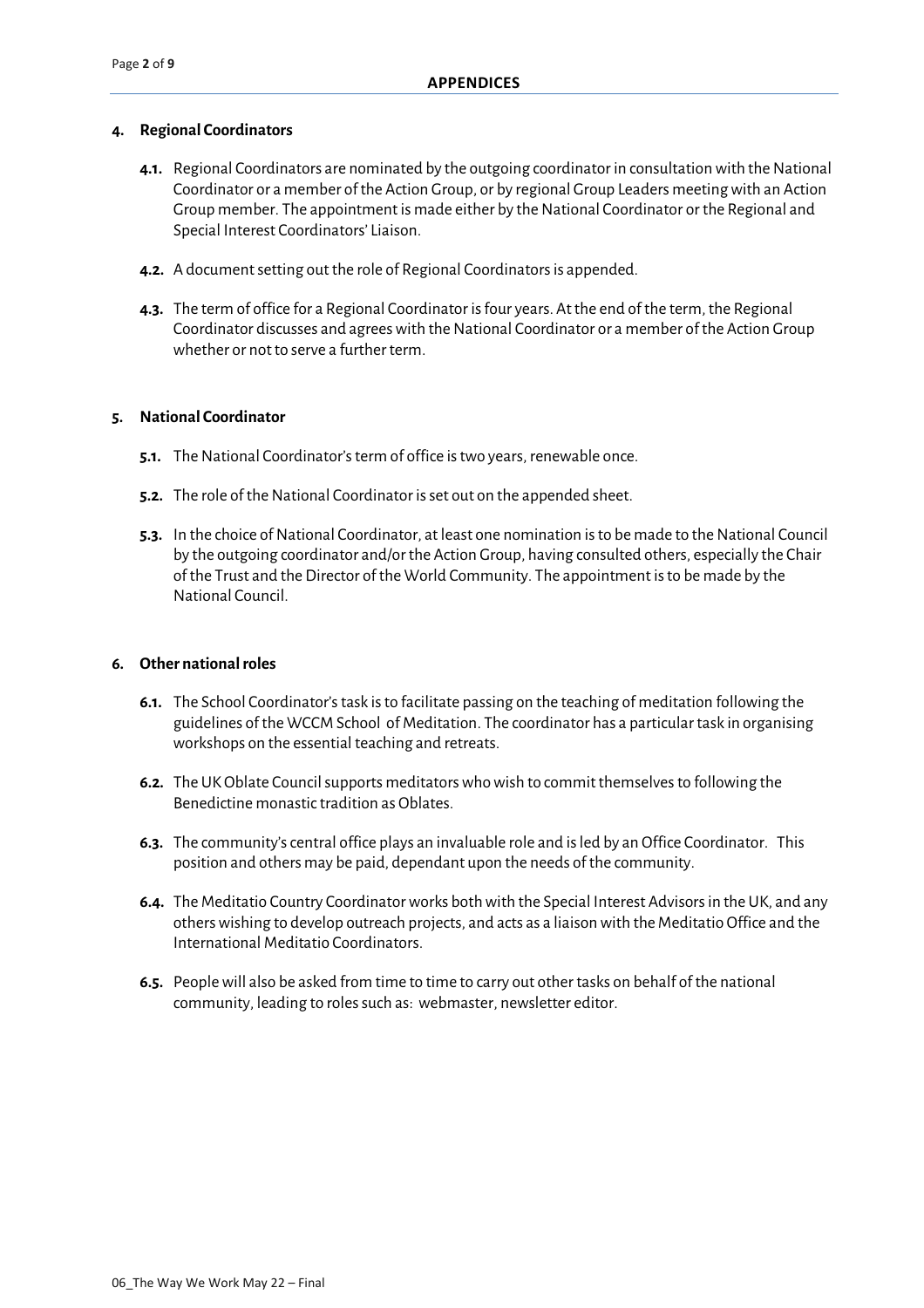## APPENDICES

### 4. Regional Coordinators

**4.1.** Regional Coordinators are nominated by the outgoing coordinator in consultation with the National Coordinator or a member of the Action Group, or by regional Group Leaders meeting with an Action Group member. The appointment is made either by the National Coordinator or the Regional and Special Interest Coordinators' Liaison.

**4.2.** A document setting out the role of Regional Coordinators is appended.

**4.3.** The term of office for a Regional Coordinator is four years. At the end of the term, the Regional Coordinator discusses and agrees with the National Coordinator or a member of the Action Group whether or not to serve a further term.

### 5. National Coordinator

**5.1.** The National Coordinator's term of office is two years, renewable once.

**5.2.** The role of the National Coordinator is set out on the appended sheet.

**5.3.** In the choice of National Coordinator, at least one nomination is to be made to the National Council by the outgoing coordinator and/or the Action Group, having consulted others, especially the Chair of the Trust and the Director of the World Community. The appointment is to be made by the National Council.

### 6. Other national roles

**6.1.** The School Coordinator's task is to facilitate passing on the teaching of meditation following the guidelines of the WCCM School of Meditation. The coordinator has a particular task in organising workshops on the essential teaching and retreats.

**6.2.** The UK Oblate Council supports meditators who wish to commit themselves to following the Benedictine monastic tradition as Oblates.

**6.3.** The community's central office plays an invaluable role and is led by an Office Coordinator. This position and others may be paid, dependant upon the needs of the community.

**6.4.** The Meditatio Country Coordinator works both with the Special Interest Advisors in the UK, and any others wishing to develop outreach projects, and acts as a liaison with the Meditatio Office and the International Meditatio Coordinators.

**6.5.** People will also be asked from time to time to carry out other tasks on behalf of the national community, leading to roles such as: webmaster, newsletter editor.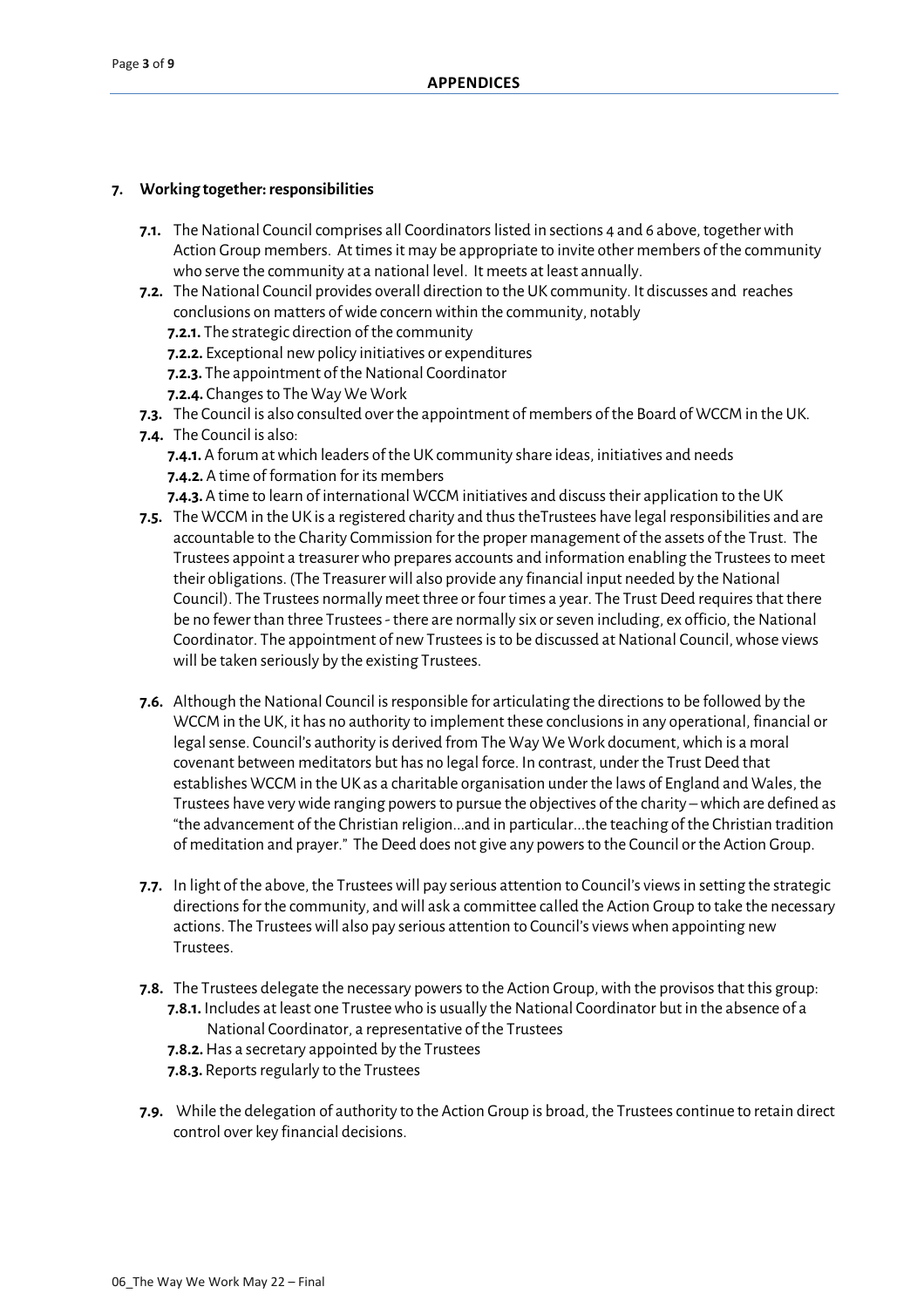## 7. Working together: responsibilities

**7.1.** The National Council comprises all Coordinators listed in sections 4 and 6 above, together with Action Group members. At times it may be appropriate to invite other members of the community who serve the community at a national level. It meets at least annually.

**7.2.** The National Council provides overall direction to the UK community. It discusses and reaches conclusions on matters of wide concern within the community, notably

- **7.2.1.** The strategic direction of the community
- **7.2.2.** Exceptional new policy initiatives or expenditures
- **7.2.3.** The appointment of the National Coordinator
- **7.2.4.** Changes to The Way We Work

**7.3.** The Council is also consulted over the appointment of members of the Board of WCCM in the UK.

**7.4.** The Council is also:

- **7.4.1.** A forum at which leaders of the UK community share ideas, initiatives and needs
- **7.4.2.** A time of formation for its members
- **7.4.3.** A time to learn of international WCCM initiatives and discuss their application to the UK

**7.5.** The WCCM in the UK is a registered charity and thus theTrustees have legal responsibilities and are accountable to the Charity Commission for the proper management of the assets of the Trust. The Trustees appoint a treasurer who prepares accounts and information enabling the Trustees to meet their obligations. (The Treasurer will also provide any financial input needed by the National Council). The Trustees normally meet three or four times a year. The Trust Deed requires that there be no fewer than three Trustees - there are normally six or seven including, ex officio, the National Coordinator. The appointment of new Trustees is to be discussed at National Council, whose views will be taken seriously by the existing Trustees.

**7.6.** Although the National Council is responsible for articulating the directions to be followed by the WCCM in the UK, it has no authority to implement these conclusions in any operational, financial or legal sense. Council's authority is derived from The Way We Work document, which is a moral covenant between meditators but has no legal force. In contrast, under the Trust Deed that establishes WCCM in the UK as a charitable organisation under the laws of England and Wales, the Trustees have very wide ranging powers to pursue the objectives of the charity – which are defined as "the advancement of the Christian religion…and in particular…the teaching of the Christian tradition of meditation and prayer." The Deed does not give any powers to the Council or the Action Group.

**7.7.** In light of the above, the Trustees will pay serious attention to Council's views in setting the strategic directions for the community, and will ask a committee called the Action Group to take the necessary actions. The Trustees will also pay serious attention to Council's views when appointing new Trustees.

**7.8.** The Trustees delegate the necessary powers to the Action Group, with the provisos that this group:

- **7.8.1.** Includes at least one Trustee who is usually the National Coordinator but in the absence of a National Coordinator, a representative of the Trustees
- **7.8.2.** Has a secretary appointed by the Trustees
- **7.8.3.** Reports regularly to the Trustees

**7.9.** While the delegation of authority to the Action Group is broad, the Trustees continue to retain direct control over key financial decisions.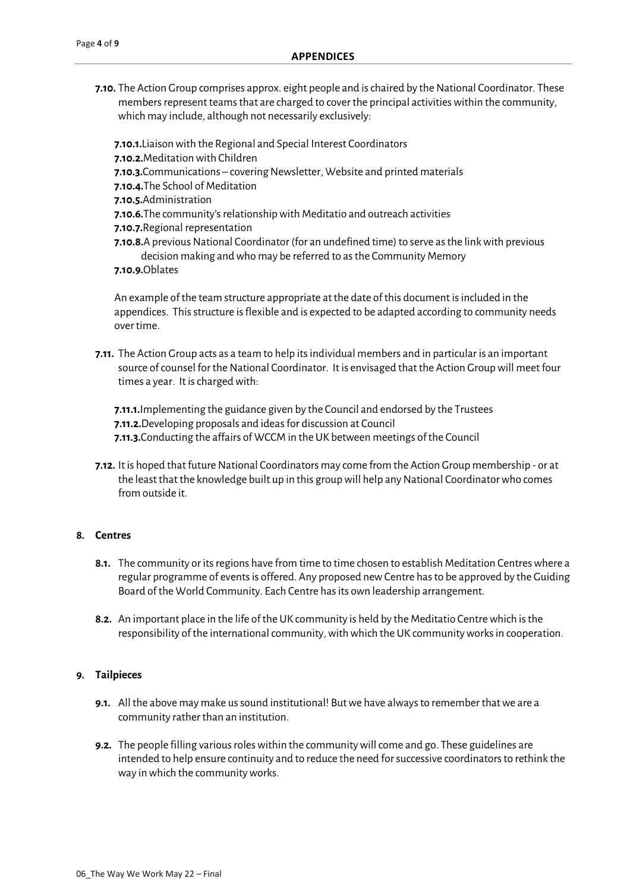**7.10.** The Action Group comprises approx. eight people and is chaired by the National Coordinator. These members represent teams that are charged to cover the principal activities within the community, which may include, although not necessarily exclusively:

- **7.10.1.** Liaison with the Regional and Special Interest Coordinators
- **7.10.2.** Meditation with Children
- **7.10.3.** Communications – covering Newsletter, Website and printed materials
- **7.10.4.** The School of Meditation
- **7.10.5.** Administration
- **7.10.6.** The community's relationship with Meditatio and outreach activities
- **7.10.7.** Regional representation
- **7.10.8.** A previous National Coordinator (for an undefined time) to serve as the link with previous decision making and who may be referred to as the Community Memory
- **7.10.9.** Oblates

An example of the team structure appropriate at the date of this document is included in the appendices. This structure is flexible and is expected to be adapted according to community needs over time.

**7.11.** The Action Group acts as a team to help its individual members and in particular is an important source of counsel for the National Coordinator. It is envisaged that the Action Group will meet four times a year. It is charged with:

- **7.11.1.** Implementing the guidance given by the Council and endorsed by the Trustees
- **7.11.2.** Developing proposals and ideas for discussion at Council
- **7.11.3.** Conducting the affairs of WCCM in the UK between meetings of the Council

**7.12.** It is hoped that future National Coordinators may come from the Action Group membership - or at the least that the knowledge built up in this group will help any National Coordinator who comes from outside it.

## 8. Centres

**8.1.** The community or its regions have from time to time chosen to establish Meditation Centres where a regular programme of events is offered. Any proposed new Centre has to be approved by the Guiding Board of the World Community. Each Centre has its own leadership arrangement.

**8.2.** An important place in the life of the UK community is held by the Meditatio Centre which is the responsibility of the international community, with which the UK community works in cooperation.

## 9. Tailpieces

**9.1.** All the above may make us sound institutional! But we have always to remember that we are a community rather than an institution.

**9.2.** The people filling various roles within the community will come and go. These guidelines are intended to help ensure continuity and to reduce the need for successive coordinators to rethink the way in which the community works.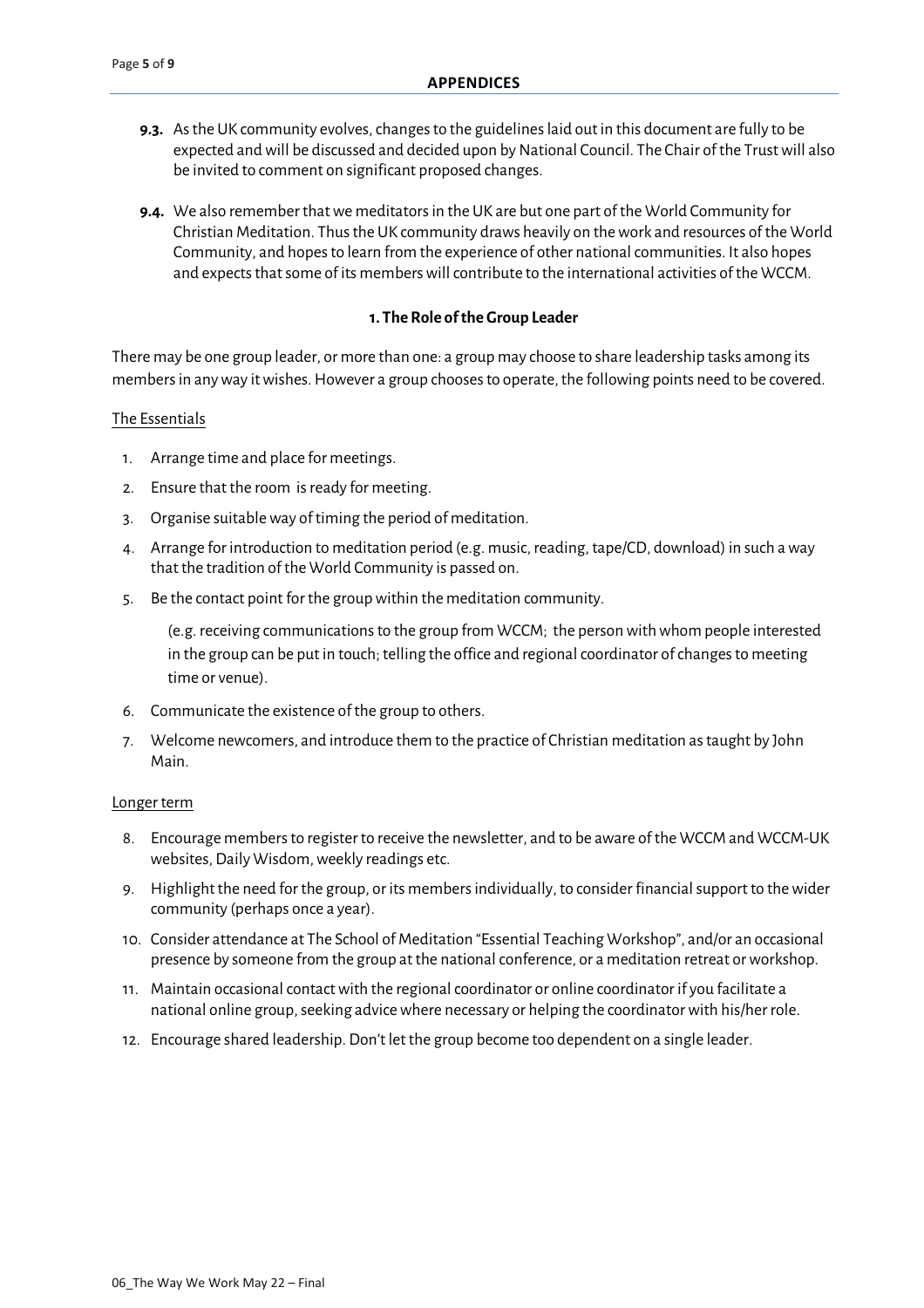## APPENDICES

**9.3.** As the UK community evolves, changes to the guidelines laid out in this document are fully to be expected and will be discussed and decided upon by National Council. The Chair of the Trust will also be invited to comment on significant proposed changes.

**9.4.** We also remember that we meditators in the UK are but one part of the World Community for Christian Meditation. Thus the UK community draws heavily on the work and resources of the World Community, and hopes to learn from the experience of other national communities. It also hopes and expects that some of its members will contribute to the international activities of the WCCM.

### 1. The Role of the Group Leader

There may be one group leader, or more than one: a group may choose to share leadership tasks among its members in any way it wishes. However a group chooses to operate, the following points need to be covered.

<u>The Essentials</u>

1. Arrange time and place for meetings.
2. Ensure that the room is ready for meeting.
3. Organise suitable way of timing the period of meditation.
4. Arrange for introduction to meditation period (e.g. music, reading, tape/CD, download) in such a way that the tradition of the World Community is passed on.
5. Be the contact point for the group within the meditation community.

   (e.g. receiving communications to the group from WCCM; the person with whom people interested in the group can be put in touch; telling the office and regional coordinator of changes to meeting time or venue).

6. Communicate the existence of the group to others.
7. Welcome newcomers, and introduce them to the practice of Christian meditation as taught by John Main.

<u>Longer term</u>

8. Encourage members to register to receive the newsletter, and to be aware of the WCCM and WCCM-UK websites, Daily Wisdom, weekly readings etc.
9. Highlight the need for the group, or its members individually, to consider financial support to the wider community (perhaps once a year).
10. Consider attendance at The School of Meditation "Essential Teaching Workshop", and/or an occasional presence by someone from the group at the national conference, or a meditation retreat or workshop.
11. Maintain occasional contact with the regional coordinator or online coordinator if you facilitate a national online group, seeking advice where necessary or helping the coordinator with his/her role.
12. Encourage shared leadership. Don't let the group become too dependent on a single leader.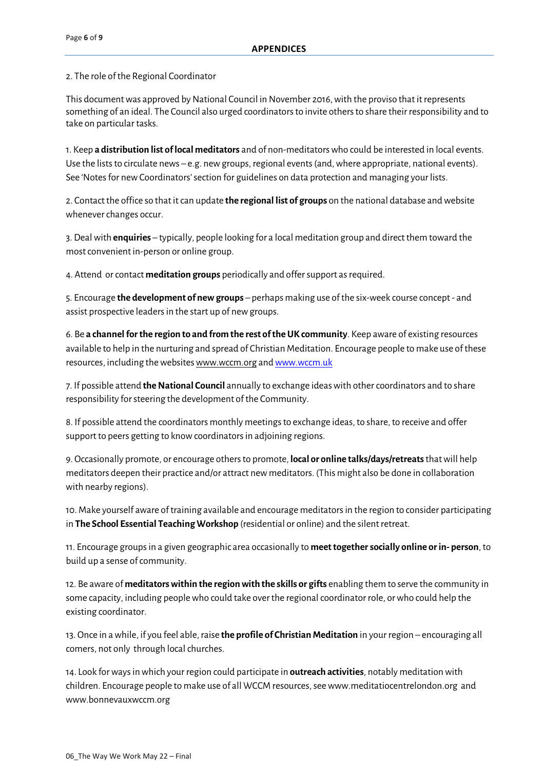## APPENDICES

2. The role of the Regional Coordinator

This document was approved by National Council in November 2016, with the proviso that it represents something of an ideal. The Council also urged coordinators to invite others to share their responsibility and to take on particular tasks.

1. Keep **a distribution list of local meditators** and of non-meditators who could be interested in local events. Use the lists to circulate news – e.g. new groups, regional events (and, where appropriate, national events). See 'Notes for new Coordinators' section for guidelines on data protection and managing your lists.

2. Contact the office so that it can update **the regional list of groups** on the national database and website whenever changes occur.

3. Deal with **enquiries** – typically, people looking for a local meditation group and direct them toward the most convenient in-person or online group.

4. Attend or contact **meditation groups** periodically and offer support as required.

5. Encourage **the development of new groups** – perhaps making use of the six-week course concept - and assist prospective leaders in the start up of new groups.

6. Be **a channel for the region to and from the rest of the UK community**. Keep aware of existing resources available to help in the nurturing and spread of Christian Meditation. Encourage people to make use of these resources, including the websites www.wccm.org and www.wccm.uk

7. If possible attend **the National Council** annually to exchange ideas with other coordinators and to share responsibility for steering the development of the Community.

8. If possible attend the coordinators monthly meetings to exchange ideas, to share, to receive and offer support to peers getting to know coordinators in adjoining regions.

9. Occasionally promote, or encourage others to promote, **local or online talks/days/retreats** that will help meditators deepen their practice and/or attract new meditators. (This might also be done in collaboration with nearby regions).

10. Make yourself aware of training available and encourage meditators in the region to consider participating in **The School Essential Teaching Workshop** (residential or online) and the silent retreat.

11. Encourage groups in a given geographic area occasionally to **meet together socially online or in- person**, to build up a sense of community.

12. Be aware of **meditators within the region with the skills or gifts** enabling them to serve the community in some capacity, including people who could take over the regional coordinator role, or who could help the existing coordinator.

13. Once in a while, if you feel able, raise **the profile of Christian Meditation** in your region – encouraging all comers, not only through local churches.

14. Look for ways in which your region could participate in **outreach activities**, notably meditation with children. Encourage people to make use of all WCCM resources, see www.meditatiocentrelondon.org and www.bonnevauxwccm.org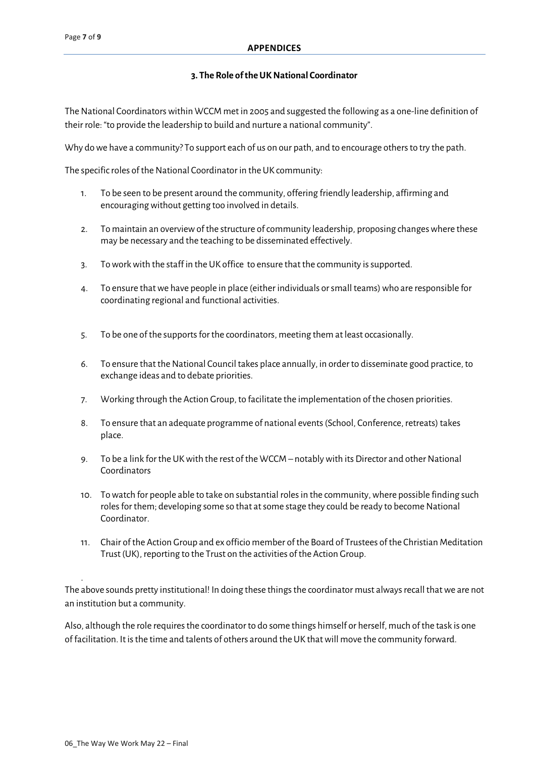## APPENDICES

### 3. The Role of the UK National Coordinator

The National Coordinators within WCCM met in 2005 and suggested the following as a one-line definition of their role: "to provide the leadership to build and nurture a national community".

Why do we have a community? To support each of us on our path, and to encourage others to try the path.

The specific roles of the National Coordinator in the UK community:

1. To be seen to be present around the community, offering friendly leadership, affirming and encouraging without getting too involved in details.
2. To maintain an overview of the structure of community leadership, proposing changes where these may be necessary and the teaching to be disseminated effectively.
3. To work with the staff in the UK office to ensure that the community is supported.
4. To ensure that we have people in place (either individuals or small teams) who are responsible for coordinating regional and functional activities.
5. To be one of the supports for the coordinators, meeting them at least occasionally.
6. To ensure that the National Council takes place annually, in order to disseminate good practice, to exchange ideas and to debate priorities.
7. Working through the Action Group, to facilitate the implementation of the chosen priorities.
8. To ensure that an adequate programme of national events (School, Conference, retreats) takes place.
9. To be a link for the UK with the rest of the WCCM – notably with its Director and other National Coordinators
10. To watch for people able to take on substantial roles in the community, where possible finding such roles for them; developing some so that at some stage they could be ready to become National Coordinator.
11. Chair of the Action Group and ex officio member of the Board of Trustees of the Christian Meditation Trust (UK), reporting to the Trust on the activities of the Action Group.

The above sounds pretty institutional! In doing these things the coordinator must always recall that we are not an institution but a community.

Also, although the role requires the coordinator to do some things himself or herself, much of the task is one of facilitation. It is the time and talents of others around the UK that will move the community forward.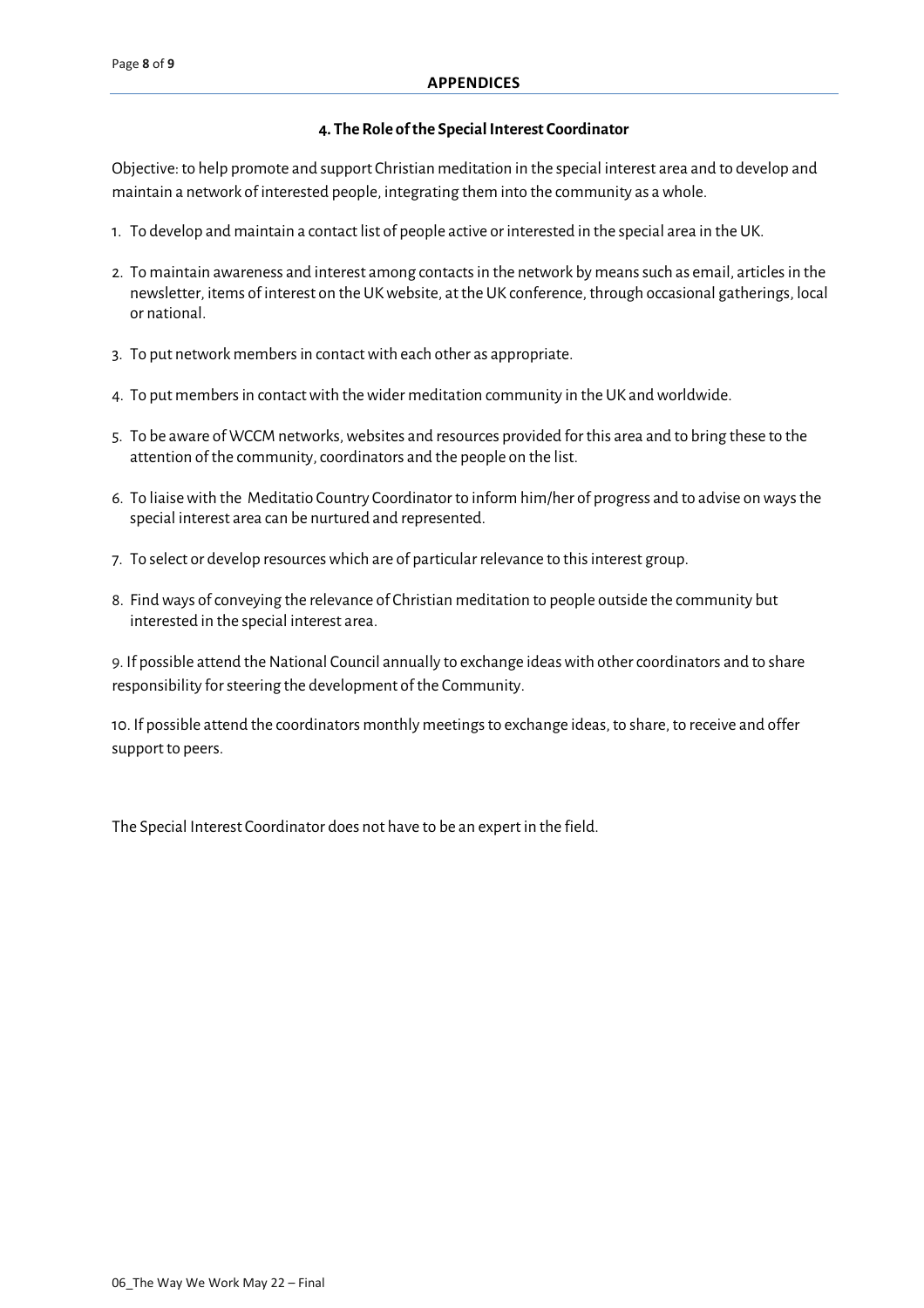## APPENDICES

### 4. The Role of the Special Interest Coordinator

Objective: to help promote and support Christian meditation in the special interest area and to develop and maintain a network of interested people, integrating them into the community as a whole.

1. To develop and maintain a contact list of people active or interested in the special area in the UK.
2. To maintain awareness and interest among contacts in the network by means such as email, articles in the newsletter, items of interest on the UK website, at the UK conference, through occasional gatherings, local or national.
3. To put network members in contact with each other as appropriate.
4. To put members in contact with the wider meditation community in the UK and worldwide.
5. To be aware of WCCM networks, websites and resources provided for this area and to bring these to the attention of the community, coordinators and the people on the list.
6. To liaise with the Meditatio Country Coordinator to inform him/her of progress and to advise on ways the special interest area can be nurtured and represented.
7. To select or develop resources which are of particular relevance to this interest group.
8. Find ways of conveying the relevance of Christian meditation to people outside the community but interested in the special interest area.
9. If possible attend the National Council annually to exchange ideas with other coordinators and to share responsibility for steering the development of the Community.
10. If possible attend the coordinators monthly meetings to exchange ideas, to share, to receive and offer support to peers.

The Special Interest Coordinator does not have to be an expert in the field.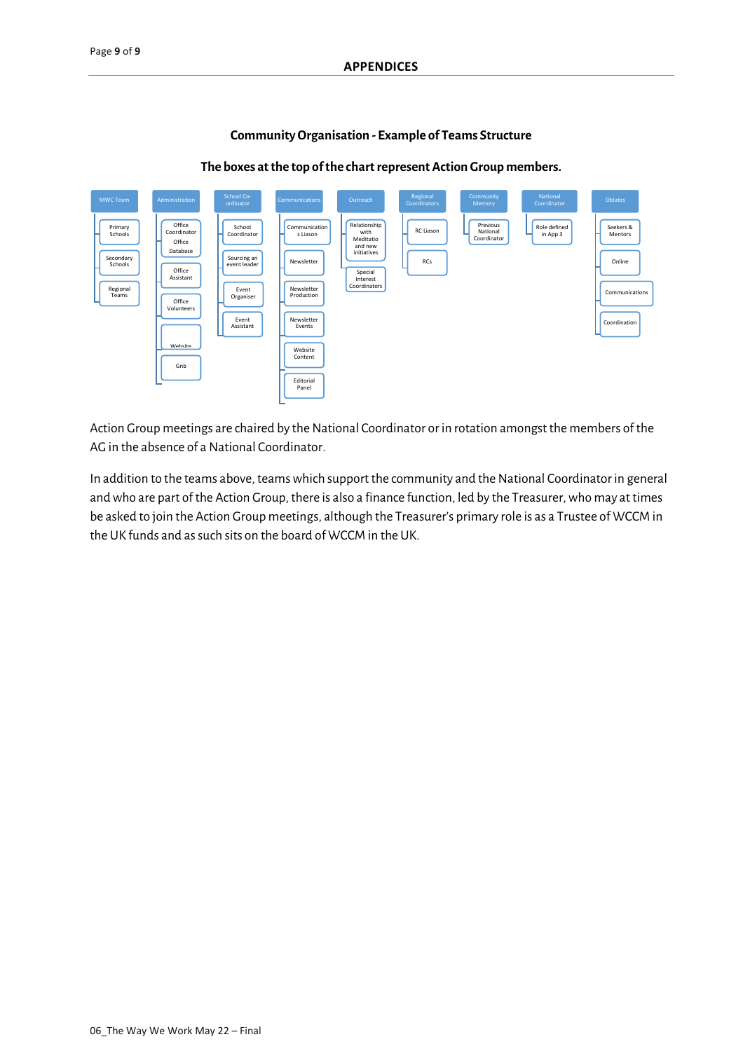## APPENDICES

### Community Organisation - Example of Teams Structure

**The boxes at the top of the chart represent Action Group members.**

MWC Team
Primary Schools
Secondary Schools
Regional Teams

Administration
Office Coordinator
Office Database
Office Assistant
Office Volunteers
Website
Gnb

School Co-ordinator
School Coordinator
Sourcing an event leader
Event Organiser
Event Assistant

Communications
Communications Liason
Newsletter
Newsletter Production
Newsletter Events
Website Content
Editorial Panel

Outreach
Relationship with Meditatio and new initiatives
Special Interest Coordinators

Regional Coordinators
RC Liason
RCs

Community Memory
Previous National Coordinator

National Coordinator
Role defined in App 3

Oblates
Seekers & Mentors
Online
Communications
Coordination

Action Group meetings are chaired by the National Coordinator or in rotation amongst the members of the AG in the absence of a National Coordinator.

In addition to the teams above, teams which support the community and the National Coordinator in general and who are part of the Action Group, there is also a finance function, led by the Treasurer, who may at times be asked to join the Action Group meetings, although the Treasurer's primary role is as a Trustee of WCCM in the UK funds and as such sits on the board of WCCM in the UK.